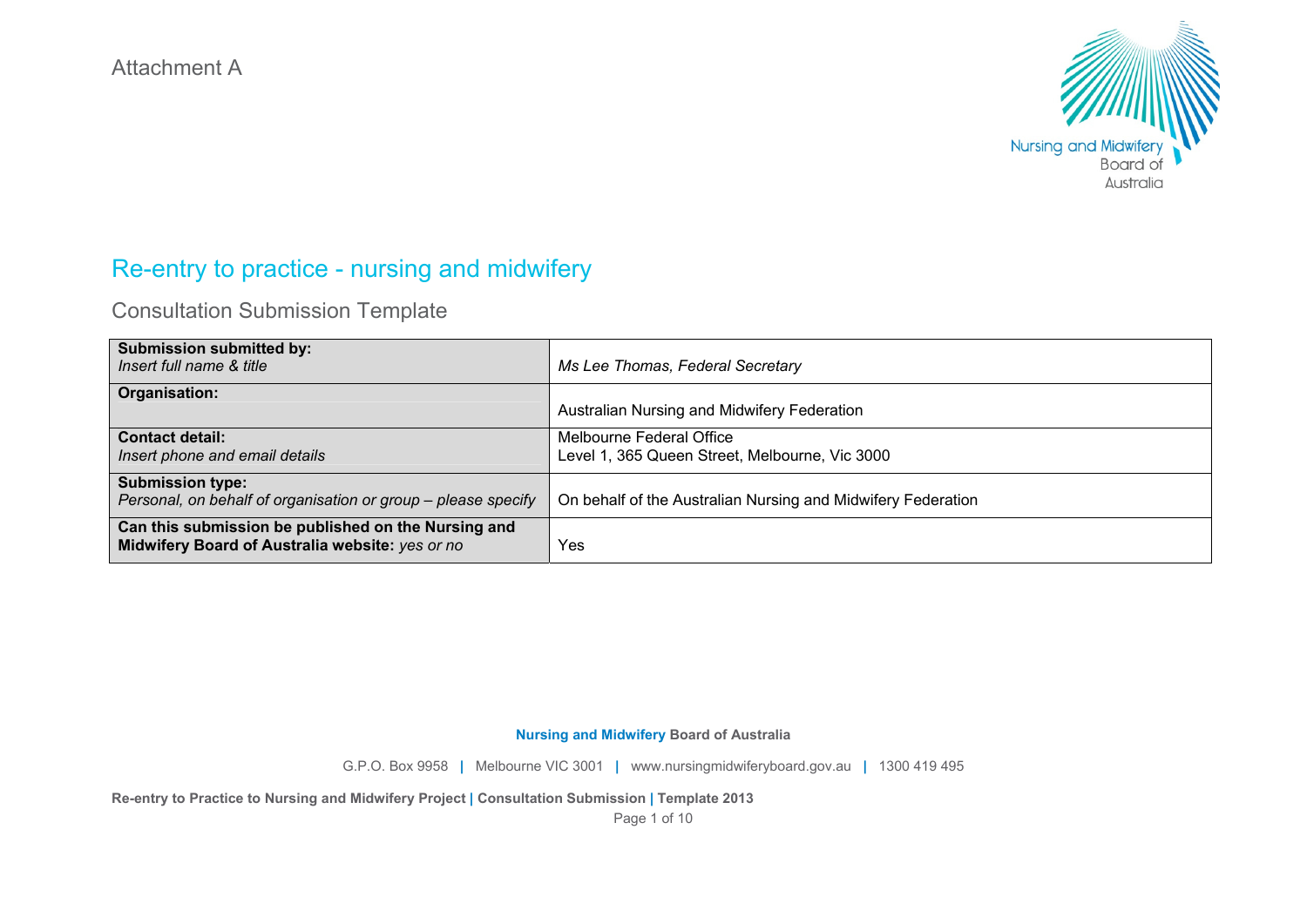Attachment A

# Re-entry to practice - nursing and midwifery

## Consultation Submission Template

| | |
|---|---|
| **Submission submitted by:** *Insert full name & title* | *Ms Lee Thomas, Federal Secretary* |
| **Organisation:** | Australian Nursing and Midwifery Federation |
| **Contact detail:** *Insert phone and email details* | Melbourne Federal Office<br>Level 1, 365 Queen Street, Melbourne, Vic 3000 |
| **Submission type:** *Personal, on behalf of organisation or group – please specify* | On behalf of the Australian Nursing and Midwifery Federation |
| **Can this submission be published on the Nursing and Midwifery Board of Australia website:** *yes or no* | Yes |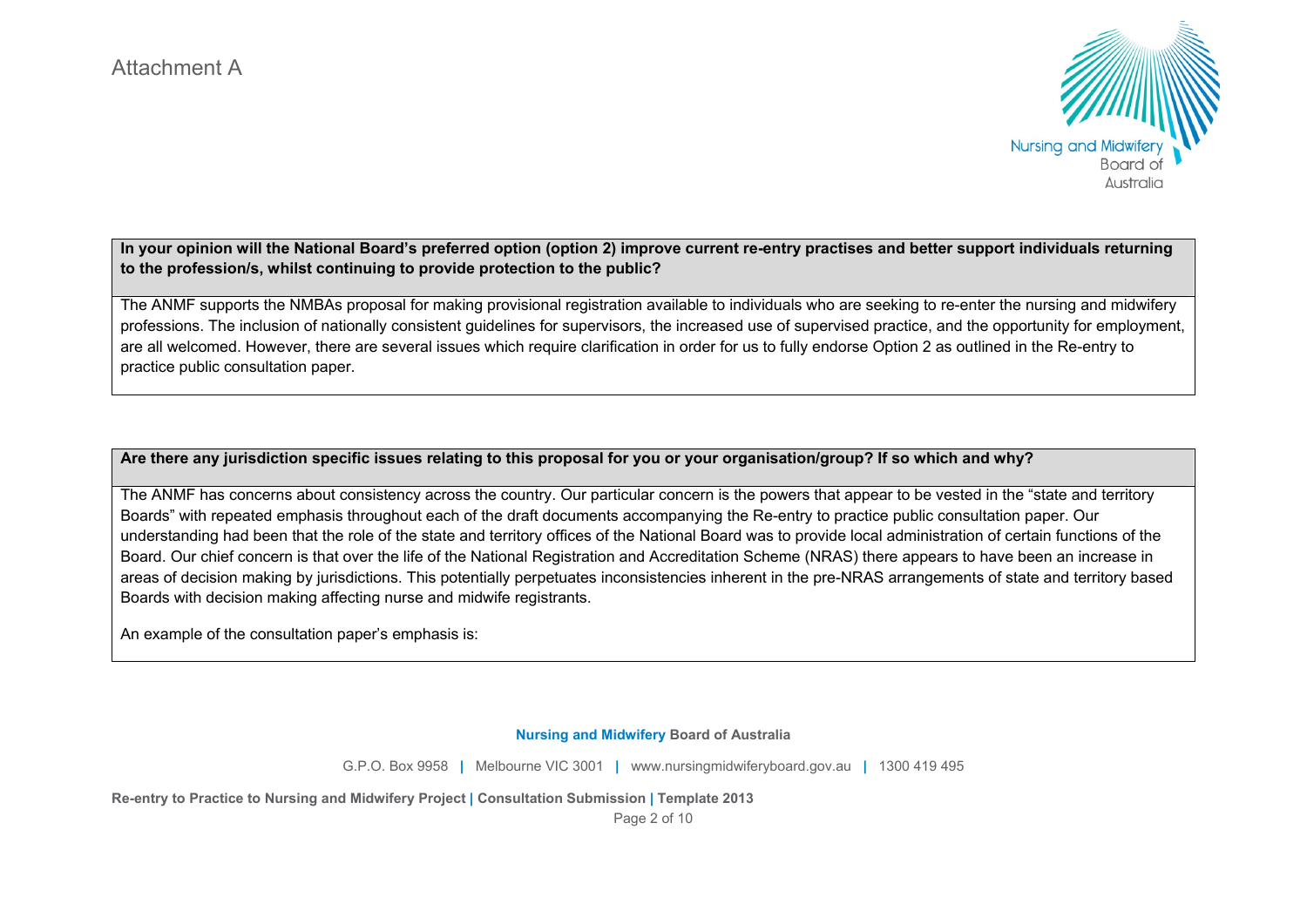Attachment A

**In your opinion will the National Board's preferred option (option 2) improve current re-entry practises and better support individuals returning to the profession/s, whilst continuing to provide protection to the public?**

The ANMF supports the NMBAs proposal for making provisional registration available to individuals who are seeking to re-enter the nursing and midwifery professions. The inclusion of nationally consistent guidelines for supervisors, the increased use of supervised practice, and the opportunity for employment, are all welcomed. However, there are several issues which require clarification in order for us to fully endorse Option 2 as outlined in the Re-entry to practice public consultation paper.

**Are there any jurisdiction specific issues relating to this proposal for you or your organisation/group? If so which and why?**

The ANMF has concerns about consistency across the country. Our particular concern is the powers that appear to be vested in the "state and territory Boards" with repeated emphasis throughout each of the draft documents accompanying the Re-entry to practice public consultation paper. Our understanding had been that the role of the state and territory offices of the National Board was to provide local administration of certain functions of the Board. Our chief concern is that over the life of the National Registration and Accreditation Scheme (NRAS) there appears to have been an increase in areas of decision making by jurisdictions. This potentially perpetuates inconsistencies inherent in the pre-NRAS arrangements of state and territory based Boards with decision making affecting nurse and midwife registrants.

An example of the consultation paper's emphasis is: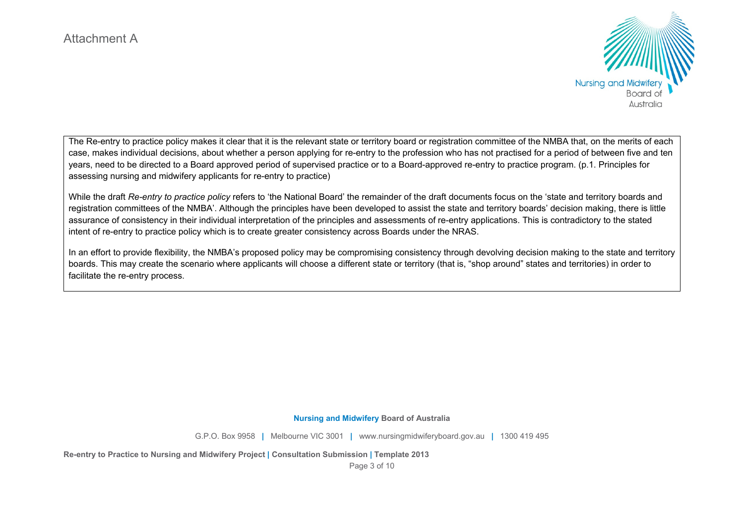The Re-entry to practice policy makes it clear that it is the relevant state or territory board or registration committee of the NMBA that, on the merits of each case, makes individual decisions, about whether a person applying for re-entry to the profession who has not practised for a period of between five and ten years, need to be directed to a Board approved period of supervised practice or to a Board-approved re-entry to practice program. (p.1. Principles for assessing nursing and midwifery applicants for re-entry to practice)

While the draft *Re-entry to practice policy* refers to 'the National Board' the remainder of the draft documents focus on the 'state and territory boards and registration committees of the NMBA'. Although the principles have been developed to assist the state and territory boards' decision making, there is little assurance of consistency in their individual interpretation of the principles and assessments of re-entry applications. This is contradictory to the stated intent of re-entry to practice policy which is to create greater consistency across Boards under the NRAS.

In an effort to provide flexibility, the NMBA's proposed policy may be compromising consistency through devolving decision making to the state and territory boards. This may create the scenario where applicants will choose a different state or territory (that is, "shop around" states and territories) in order to facilitate the re-entry process.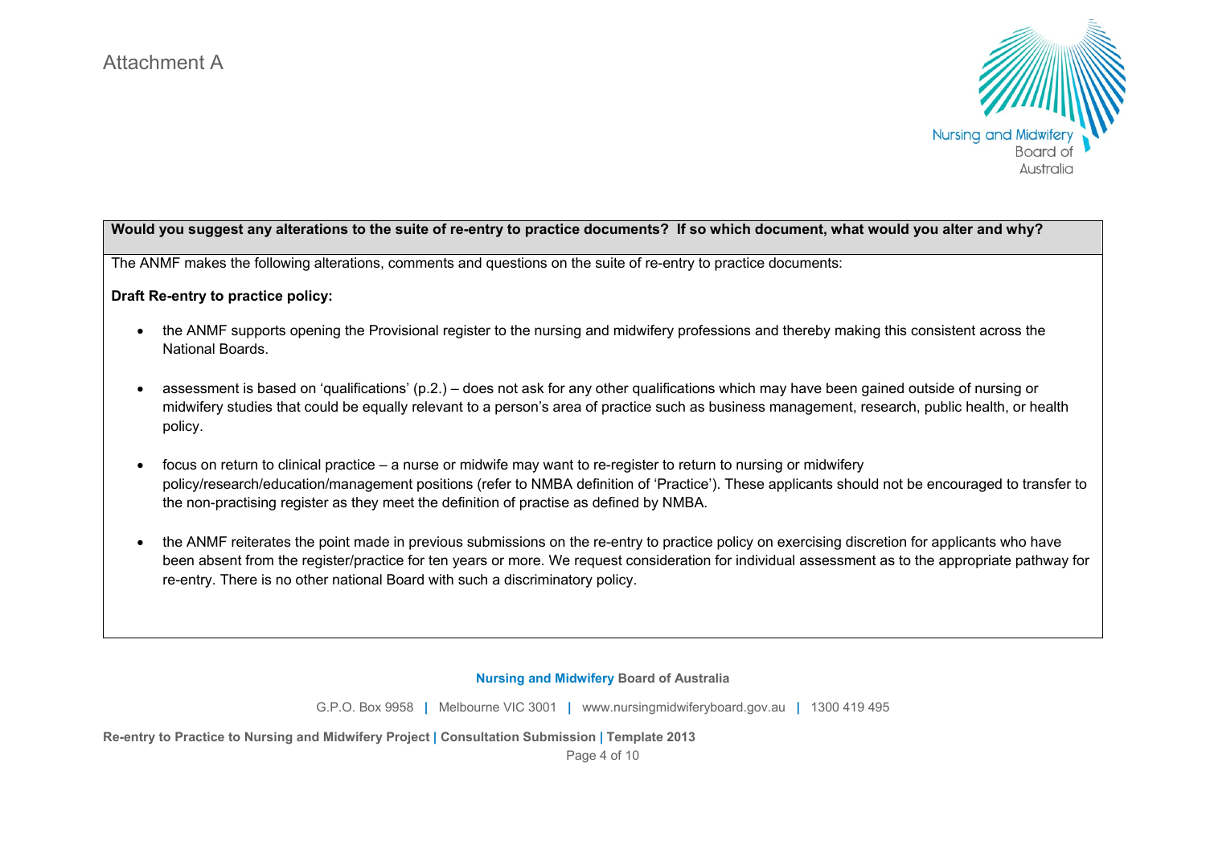Attachment A

**Would you suggest any alterations to the suite of re-entry to practice documents? If so which document, what would you alter and why?**

The ANMF makes the following alterations, comments and questions on the suite of re-entry to practice documents:

**Draft Re-entry to practice policy:**

- the ANMF supports opening the Provisional register to the nursing and midwifery professions and thereby making this consistent across the National Boards.
- assessment is based on 'qualifications' (p.2.) – does not ask for any other qualifications which may have been gained outside of nursing or midwifery studies that could be equally relevant to a person's area of practice such as business management, research, public health, or health policy.
- focus on return to clinical practice – a nurse or midwife may want to re-register to return to nursing or midwifery policy/research/education/management positions (refer to NMBA definition of 'Practice'). These applicants should not be encouraged to transfer to the non-practising register as they meet the definition of practise as defined by NMBA.
- the ANMF reiterates the point made in previous submissions on the re-entry to practice policy on exercising discretion for applicants who have been absent from the register/practice for ten years or more. We request consideration for individual assessment as to the appropriate pathway for re-entry. There is no other national Board with such a discriminatory policy.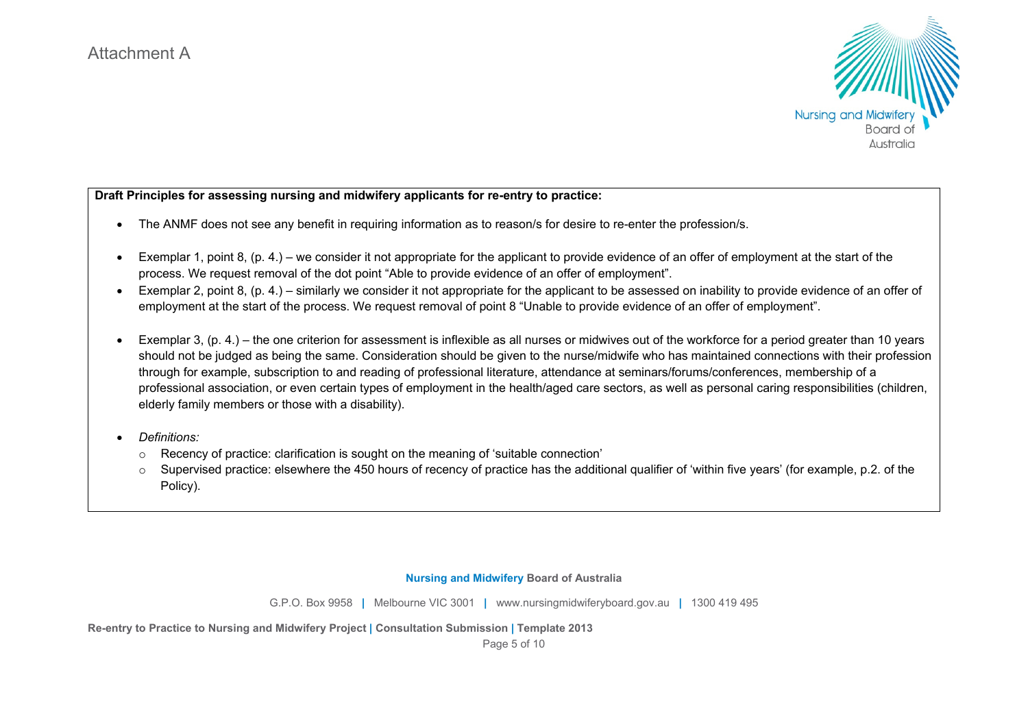Attachment A

**Draft Principles for assessing nursing and midwifery applicants for re-entry to practice:**

- The ANMF does not see any benefit in requiring information as to reason/s for desire to re-enter the profession/s.

- Exemplar 1, point 8, (p. 4.) – we consider it not appropriate for the applicant to provide evidence of an offer of employment at the start of the process. We request removal of the dot point "Able to provide evidence of an offer of employment".
- Exemplar 2, point 8, (p. 4.) – similarly we consider it not appropriate for the applicant to be assessed on inability to provide evidence of an offer of employment at the start of the process. We request removal of point 8 "Unable to provide evidence of an offer of employment".

- Exemplar 3, (p. 4.) – the one criterion for assessment is inflexible as all nurses or midwives out of the workforce for a period greater than 10 years should not be judged as being the same. Consideration should be given to the nurse/midwife who has maintained connections with their profession through for example, subscription to and reading of professional literature, attendance at seminars/forums/conferences, membership of a professional association, or even certain types of employment in the health/aged care sectors, as well as personal caring responsibilities (children, elderly family members or those with a disability).

- *Definitions:*
  - Recency of practice: clarification is sought on the meaning of 'suitable connection'
  - Supervised practice: elsewhere the 450 hours of recency of practice has the additional qualifier of 'within five years' (for example, p.2. of the Policy).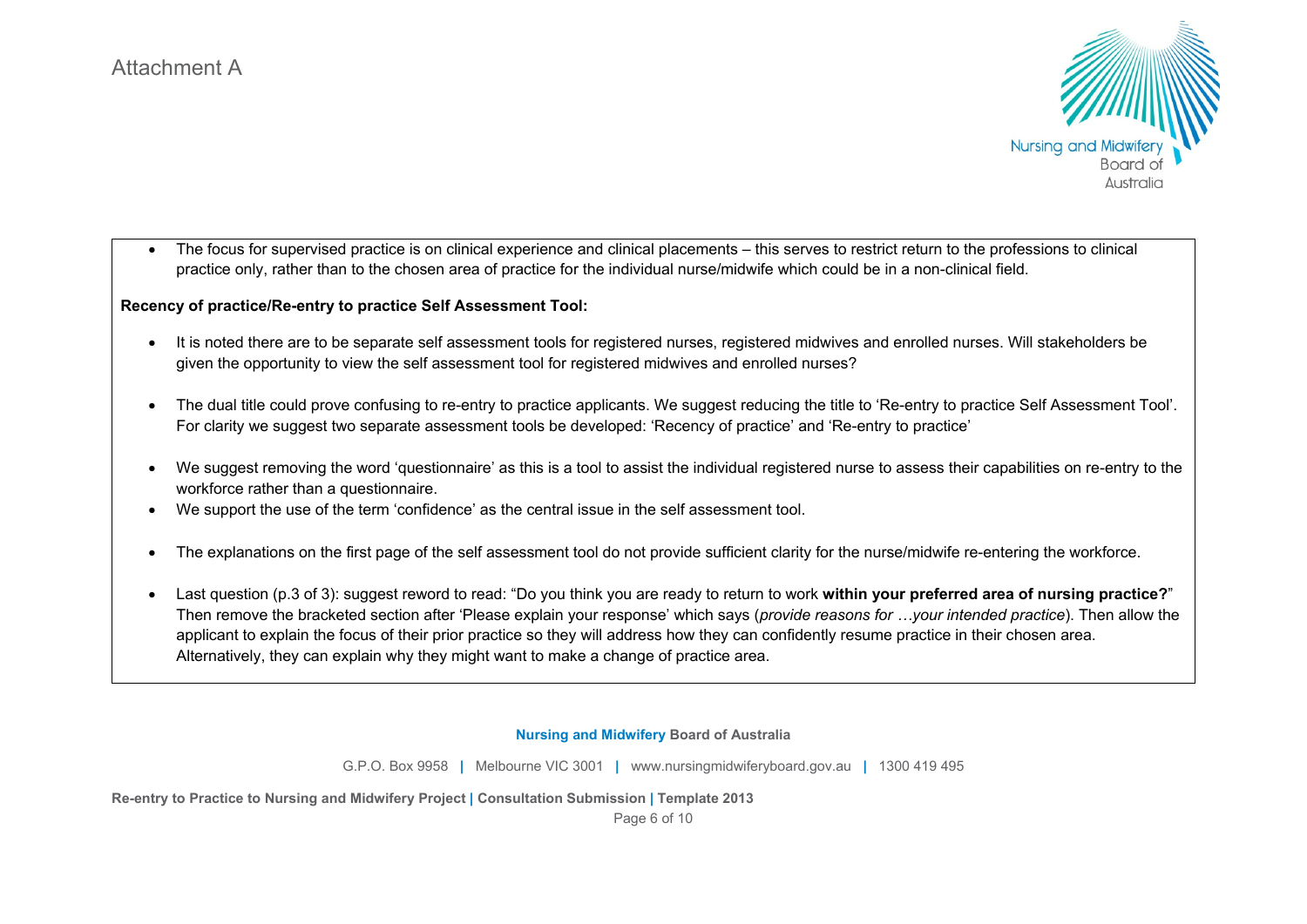- The focus for supervised practice is on clinical experience and clinical placements – this serves to restrict return to the professions to clinical practice only, rather than to the chosen area of practice for the individual nurse/midwife which could be in a non-clinical field.

**Recency of practice/Re-entry to practice Self Assessment Tool:**

- It is noted there are to be separate self assessment tools for registered nurses, registered midwives and enrolled nurses. Will stakeholders be given the opportunity to view the self assessment tool for registered midwives and enrolled nurses?
- The dual title could prove confusing to re-entry to practice applicants. We suggest reducing the title to 'Re-entry to practice Self Assessment Tool'. For clarity we suggest two separate assessment tools be developed: 'Recency of practice' and 'Re-entry to practice'
- We suggest removing the word 'questionnaire' as this is a tool to assist the individual registered nurse to assess their capabilities on re-entry to the workforce rather than a questionnaire.
- We support the use of the term 'confidence' as the central issue in the self assessment tool.
- The explanations on the first page of the self assessment tool do not provide sufficient clarity for the nurse/midwife re-entering the workforce.
- Last question (p.3 of 3): suggest reword to read: "Do you think you are ready to return to work **within your preferred area of nursing practice?**" Then remove the bracketed section after 'Please explain your response' which says (*provide reasons for …your intended practice*). Then allow the applicant to explain the focus of their prior practice so they will address how they can confidently resume practice in their chosen area. Alternatively, they can explain why they might want to make a change of practice area.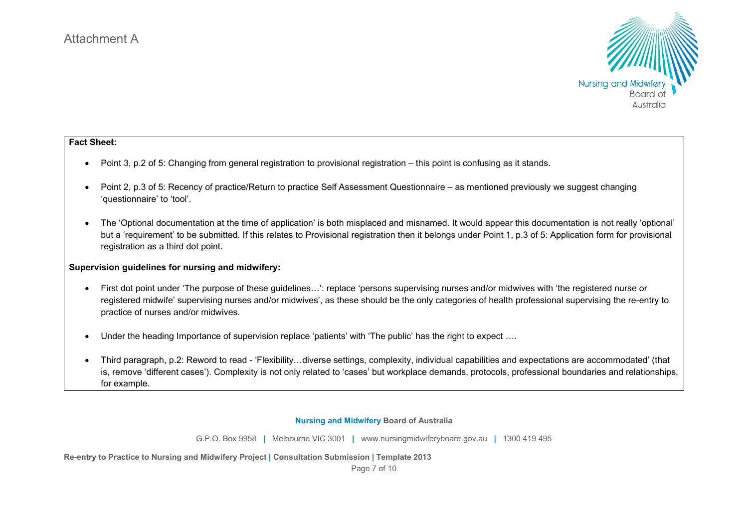Attachment A

**Fact Sheet:**

- Point 3, p.2 of 5: Changing from general registration to provisional registration – this point is confusing as it stands.
- Point 2, p.3 of 5: Recency of practice/Return to practice Self Assessment Questionnaire – as mentioned previously we suggest changing 'questionnaire' to 'tool'.
- The 'Optional documentation at the time of application' is both misplaced and misnamed. It would appear this documentation is not really 'optional' but a 'requirement' to be submitted. If this relates to Provisional registration then it belongs under Point 1, p.3 of 5: Application form for provisional registration as a third dot point.

**Supervision guidelines for nursing and midwifery:**

- First dot point under 'The purpose of these guidelines…': replace 'persons supervising nurses and/or midwives with 'the registered nurse or registered midwife' supervising nurses and/or midwives', as these should be the only categories of health professional supervising the re-entry to practice of nurses and/or midwives.
- Under the heading Importance of supervision replace 'patients' with 'The public' has the right to expect ….
- Third paragraph, p.2: Reword to read - 'Flexibility…diverse settings, complexity, individual capabilities and expectations are accommodated' (that is, remove 'different cases'). Complexity is not only related to 'cases' but workplace demands, protocols, professional boundaries and relationships, for example.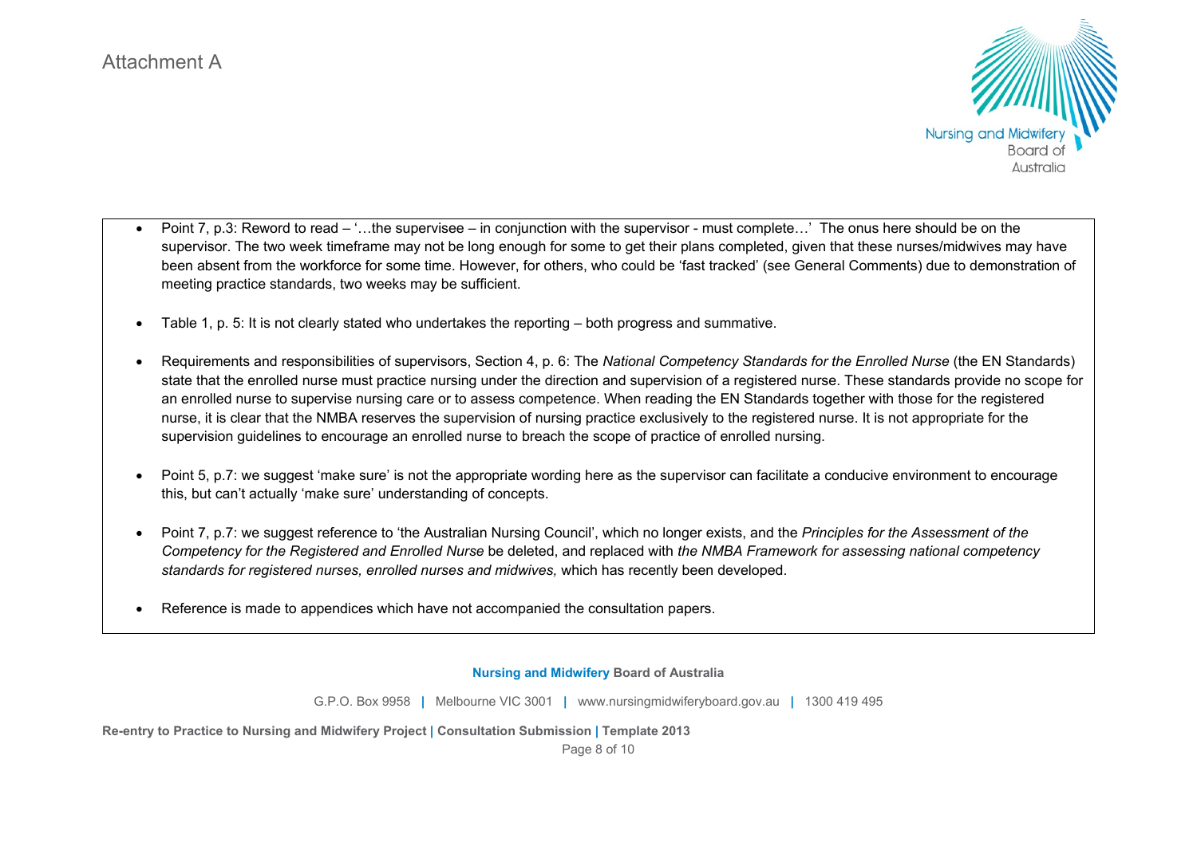Attachment A

- Point 7, p.3: Reword to read – '…the supervisee – in conjunction with the supervisor - must complete…' The onus here should be on the supervisor. The two week timeframe may not be long enough for some to get their plans completed, given that these nurses/midwives may have been absent from the workforce for some time. However, for others, who could be 'fast tracked' (see General Comments) due to demonstration of meeting practice standards, two weeks may be sufficient.

- Table 1, p. 5: It is not clearly stated who undertakes the reporting – both progress and summative.

- Requirements and responsibilities of supervisors, Section 4, p. 6: The *National Competency Standards for the Enrolled Nurse* (the EN Standards) state that the enrolled nurse must practice nursing under the direction and supervision of a registered nurse. These standards provide no scope for an enrolled nurse to supervise nursing care or to assess competence. When reading the EN Standards together with those for the registered nurse, it is clear that the NMBA reserves the supervision of nursing practice exclusively to the registered nurse. It is not appropriate for the supervision guidelines to encourage an enrolled nurse to breach the scope of practice of enrolled nursing.

- Point 5, p.7: we suggest 'make sure' is not the appropriate wording here as the supervisor can facilitate a conducive environment to encourage this, but can't actually 'make sure' understanding of concepts.

- Point 7, p.7: we suggest reference to 'the Australian Nursing Council', which no longer exists, and the *Principles for the Assessment of the Competency for the Registered and Enrolled Nurse* be deleted, and replaced with *the NMBA Framework for assessing national competency standards for registered nurses, enrolled nurses and midwives,* which has recently been developed.

- Reference is made to appendices which have not accompanied the consultation papers.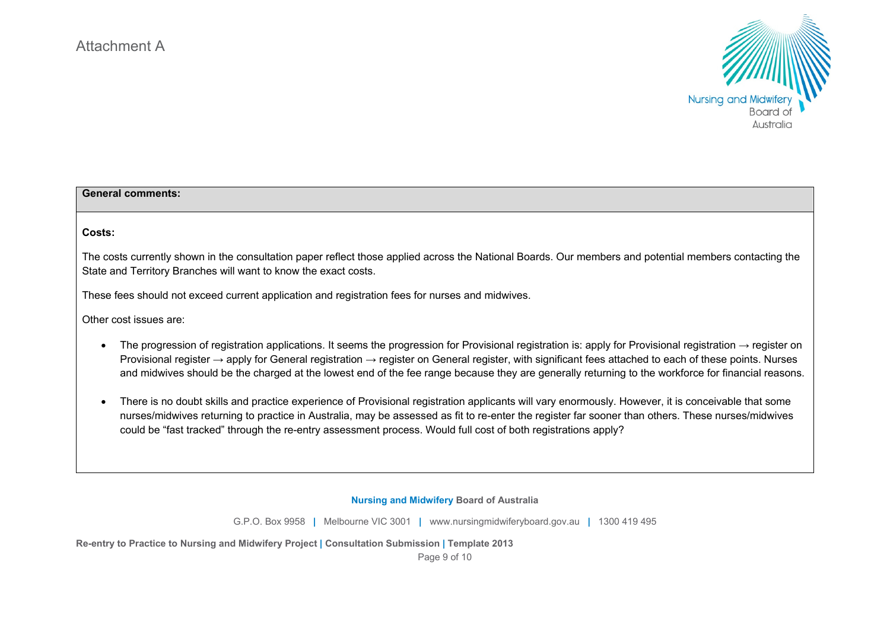Attachment A

**General comments:**

**Costs:**

The costs currently shown in the consultation paper reflect those applied across the National Boards. Our members and potential members contacting the State and Territory Branches will want to know the exact costs.

These fees should not exceed current application and registration fees for nurses and midwives.

Other cost issues are:

- The progression of registration applications. It seems the progression for Provisional registration is: apply for Provisional registration → register on Provisional register → apply for General registration → register on General register, with significant fees attached to each of these points. Nurses and midwives should be the charged at the lowest end of the fee range because they are generally returning to the workforce for financial reasons.

- There is no doubt skills and practice experience of Provisional registration applicants will vary enormously. However, it is conceivable that some nurses/midwives returning to practice in Australia, may be assessed as fit to re-enter the register far sooner than others. These nurses/midwives could be "fast tracked" through the re-entry assessment process. Would full cost of both registrations apply?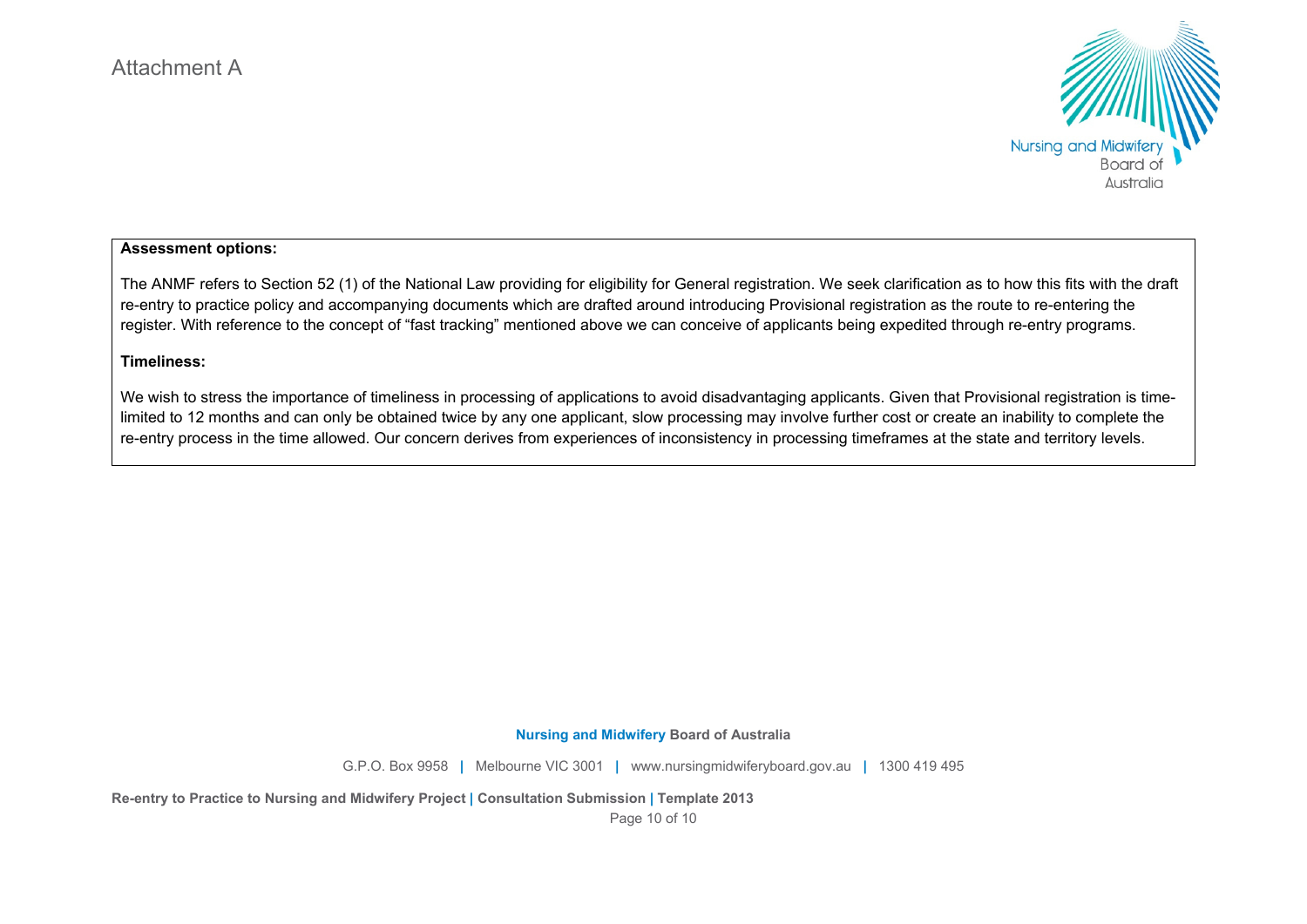Attachment A

**Assessment options:**

The ANMF refers to Section 52 (1) of the National Law providing for eligibility for General registration. We seek clarification as to how this fits with the draft re-entry to practice policy and accompanying documents which are drafted around introducing Provisional registration as the route to re-entering the register. With reference to the concept of "fast tracking" mentioned above we can conceive of applicants being expedited through re-entry programs.

**Timeliness:**

We wish to stress the importance of timeliness in processing of applications to avoid disadvantaging applicants. Given that Provisional registration is time-limited to 12 months and can only be obtained twice by any one applicant, slow processing may involve further cost or create an inability to complete the re-entry process in the time allowed. Our concern derives from experiences of inconsistency in processing timeframes at the state and territory levels.